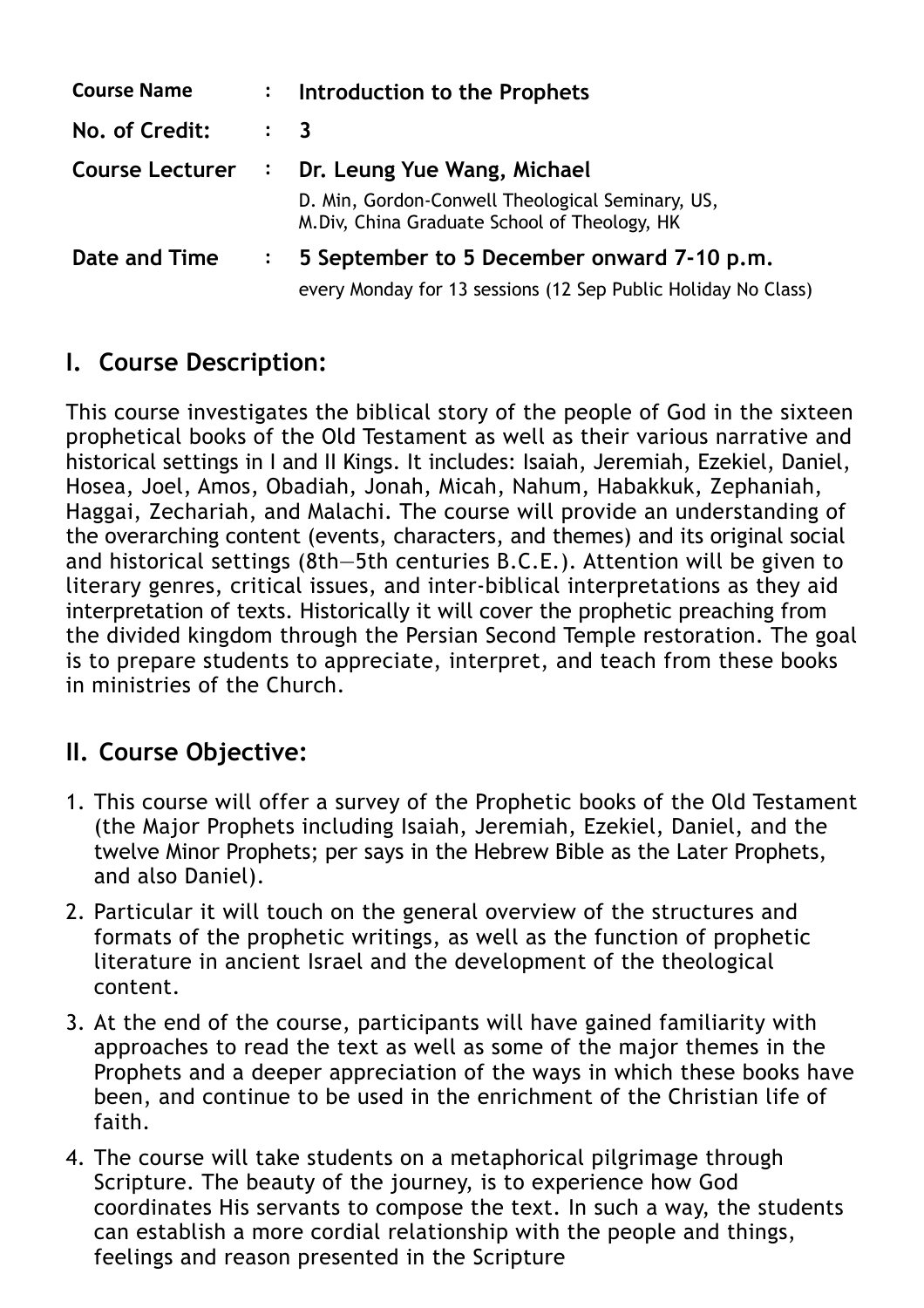| | | |
|---|---|---|
| **Course Name** | : | **Introduction to the Prophets** |
| **No. of Credit:** | : | **3** |
| **Course Lecturer** | : | **Dr. Leung Yue Wang, Michael**<br>D. Min, Gordon-Conwell Theological Seminary, US,<br>M.Div, China Graduate School of Theology, HK |
| **Date and Time** | : | **5 September to 5 December onward 7-10 p.m.**<br>every Monday for 13 sessions (12 Sep Public Holiday No Class) |

## I. Course Description:

This course investigates the biblical story of the people of God in the sixteen prophetical books of the Old Testament as well as their various narrative and historical settings in I and II Kings. It includes: Isaiah, Jeremiah, Ezekiel, Daniel, Hosea, Joel, Amos, Obadiah, Jonah, Micah, Nahum, Habakkuk, Zephaniah, Haggai, Zechariah, and Malachi. The course will provide an understanding of the overarching content (events, characters, and themes) and its original social and historical settings (8th—5th centuries B.C.E.). Attention will be given to literary genres, critical issues, and inter-biblical interpretations as they aid interpretation of texts. Historically it will cover the prophetic preaching from the divided kingdom through the Persian Second Temple restoration. The goal is to prepare students to appreciate, interpret, and teach from these books in ministries of the Church.

## II. Course Objective:

1. This course will offer a survey of the Prophetic books of the Old Testament (the Major Prophets including Isaiah, Jeremiah, Ezekiel, Daniel, and the twelve Minor Prophets; per says in the Hebrew Bible as the Later Prophets, and also Daniel).
2. Particular it will touch on the general overview of the structures and formats of the prophetic writings, as well as the function of prophetic literature in ancient Israel and the development of the theological content.
3. At the end of the course, participants will have gained familiarity with approaches to read the text as well as some of the major themes in the Prophets and a deeper appreciation of the ways in which these books have been, and continue to be used in the enrichment of the Christian life of faith.
4. The course will take students on a metaphorical pilgrimage through Scripture. The beauty of the journey, is to experience how God coordinates His servants to compose the text. In such a way, the students can establish a more cordial relationship with the people and things, feelings and reason presented in the Scripture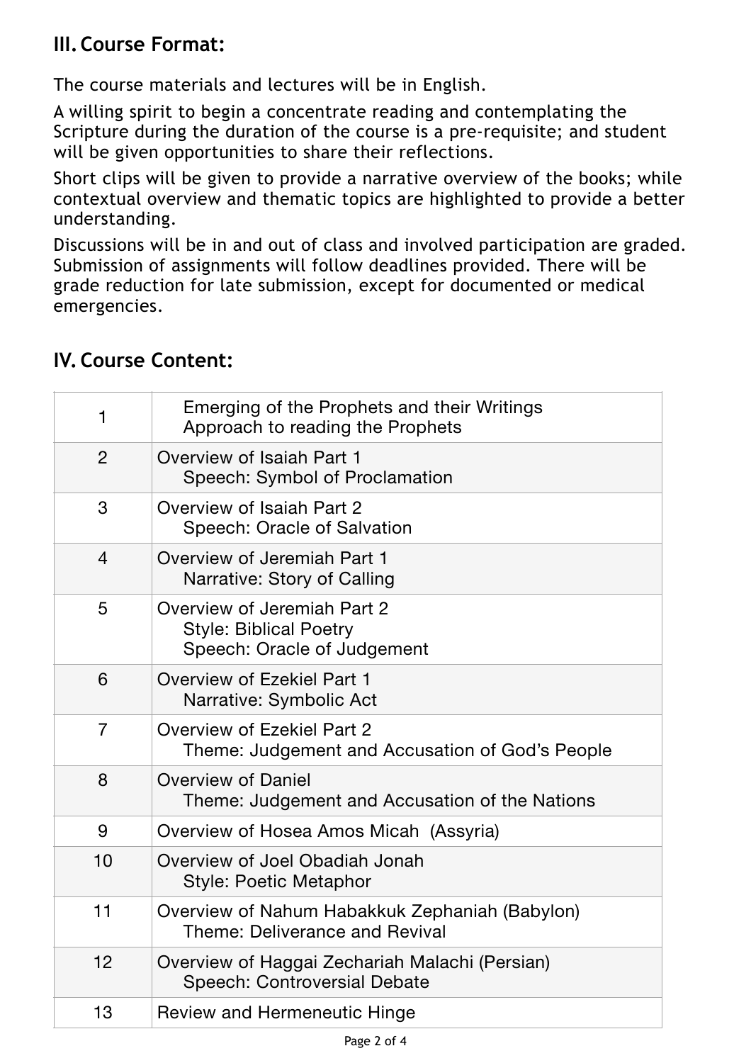## III. Course Format:

The course materials and lectures will be in English.

A willing spirit to begin a concentrate reading and contemplating the Scripture during the duration of the course is a pre-requisite; and student will be given opportunities to share their reflections.

Short clips will be given to provide a narrative overview of the books; while contextual overview and thematic topics are highlighted to provide a better understanding.

Discussions will be in and out of class and involved participation are graded. Submission of assignments will follow deadlines provided. There will be grade reduction for late submission, except for documented or medical emergencies.

## IV. Course Content:

| | |
|---|---|
| 1 | Emerging of the Prophets and their Writings<br>Approach to reading the Prophets |
| 2 | Overview of Isaiah Part 1<br>Speech: Symbol of Proclamation |
| 3 | Overview of Isaiah Part 2<br>Speech: Oracle of Salvation |
| 4 | Overview of Jeremiah Part 1<br>Narrative: Story of Calling |
| 5 | Overview of Jeremiah Part 2<br>Style: Biblical Poetry<br>Speech: Oracle of Judgement |
| 6 | Overview of Ezekiel Part 1<br>Narrative: Symbolic Act |
| 7 | Overview of Ezekiel Part 2<br>Theme: Judgement and Accusation of God's People |
| 8 | Overview of Daniel<br>Theme: Judgement and Accusation of the Nations |
| 9 | Overview of Hosea Amos Micah (Assyria) |
| 10 | Overview of Joel Obadiah Jonah<br>Style: Poetic Metaphor |
| 11 | Overview of Nahum Habakkuk Zephaniah (Babylon)<br>Theme: Deliverance and Revival |
| 12 | Overview of Haggai Zechariah Malachi (Persian)<br>Speech: Controversial Debate |
| 13 | Review and Hermeneutic Hinge |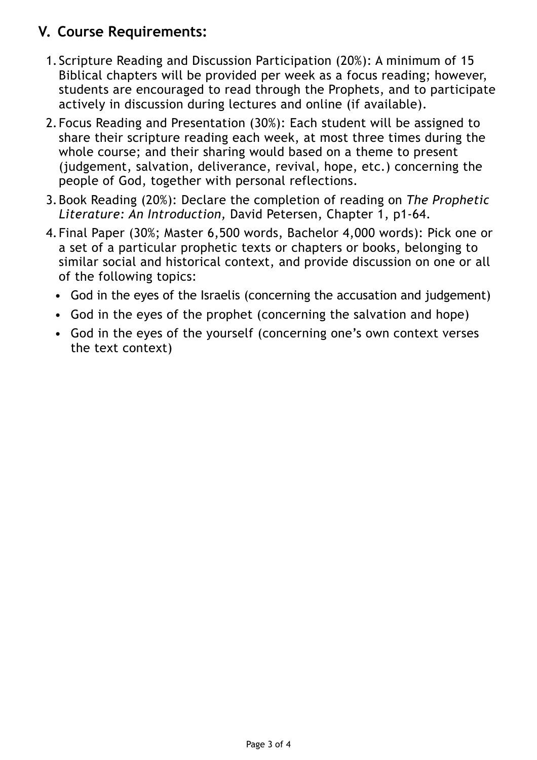## V. Course Requirements:

1. Scripture Reading and Discussion Participation (20%): A minimum of 15 Biblical chapters will be provided per week as a focus reading; however, students are encouraged to read through the Prophets, and to participate actively in discussion during lectures and online (if available).
2. Focus Reading and Presentation (30%): Each student will be assigned to share their scripture reading each week, at most three times during the whole course; and their sharing would based on a theme to present (judgement, salvation, deliverance, revival, hope, etc.) concerning the people of God, together with personal reflections.
3. Book Reading (20%): Declare the completion of reading on *The Prophetic Literature: An Introduction,* David Petersen, Chapter 1, p1-64.
4. Final Paper (30%; Master 6,500 words, Bachelor 4,000 words): Pick one or a set of a particular prophetic texts or chapters or books, belonging to similar social and historical context, and provide discussion on one or all of the following topics:
   - God in the eyes of the Israelis (concerning the accusation and judgement)
   - God in the eyes of the prophet (concerning the salvation and hope)
   - God in the eyes of the yourself (concerning one's own context verses the text context)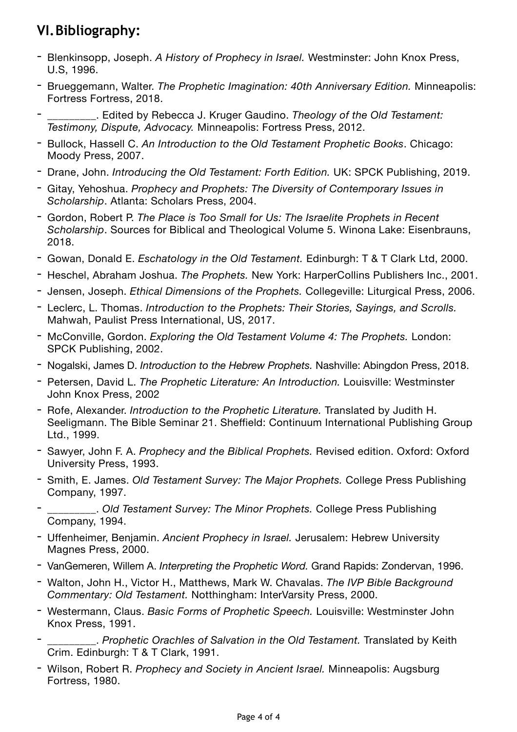## VI. Bibliography:

- Blenkinsopp, Joseph. *A History of Prophecy in Israel.* Westminster: John Knox Press, U.S, 1996.
- Brueggemann, Walter. *The Prophetic Imagination: 40th Anniversary Edition.* Minneapolis: Fortress Fortress, 2018.
- ________. Edited by Rebecca J. Kruger Gaudino. *Theology of the Old Testament: Testimony, Dispute, Advocacy.* Minneapolis: Fortress Press, 2012.
- Bullock, Hassell C. *An Introduction to the Old Testament Prophetic Books*. Chicago: Moody Press, 2007.
- Drane, John. *Introducing the Old Testament: Forth Edition.* UK: SPCK Publishing, 2019.
- Gitay, Yehoshua. *Prophecy and Prophets: The Diversity of Contemporary Issues in Scholarship*. Atlanta: Scholars Press, 2004.
- Gordon, Robert P. *The Place is Too Small for Us: The Israelite Prophets in Recent Scholarship*. Sources for Biblical and Theological Volume 5. Winona Lake: Eisenbrauns, 2018.
- Gowan, Donald E. *Eschatology in the Old Testament.* Edinburgh: T & T Clark Ltd, 2000.
- Heschel, Abraham Joshua. *The Prophets.* New York: HarperCollins Publishers Inc., 2001.
- Jensen, Joseph. *Ethical Dimensions of the Prophets.* Collegeville: Liturgical Press, 2006.
- Leclerc, L. Thomas. *Introduction to the Prophets: Their Stories, Sayings, and Scrolls.* Mahwah, Paulist Press International, US, 2017.
- McConville, Gordon. *Exploring the Old Testament Volume 4: The Prophets.* London: SPCK Publishing, 2002.
- Nogalski, James D. *Introduction to the Hebrew Prophets.* Nashville: Abingdon Press, 2018.
- Petersen, David L. *The Prophetic Literature: An Introduction.* Louisville: Westminster John Knox Press, 2002
- Rofe, Alexander. *Introduction to the Prophetic Literature.* Translated by Judith H. Seeligmann. The Bible Seminar 21. Sheffield: Continuum International Publishing Group Ltd., 1999.
- Sawyer, John F. A. *Prophecy and the Biblical Prophets.* Revised edition. Oxford: Oxford University Press, 1993.
- Smith, E. James. *Old Testament Survey: The Major Prophets.* College Press Publishing Company, 1997.
- ________. *Old Testament Survey: The Minor Prophets.* College Press Publishing Company, 1994.
- Uffenheimer, Benjamin. *Ancient Prophecy in Israel.* Jerusalem: Hebrew University Magnes Press, 2000.
- VanGemeren, Willem A. *Interpreting the Prophetic Word.* Grand Rapids: Zondervan, 1996.
- Walton, John H., Victor H., Matthews, Mark W. Chavalas. *The IVP Bible Background Commentary: Old Testament.* Notthingham: InterVarsity Press, 2000.
- Westermann, Claus. *Basic Forms of Prophetic Speech.* Louisville: Westminster John Knox Press, 1991.
- ________. *Prophetic Orachles of Salvation in the Old Testament.* Translated by Keith Crim. Edinburgh: T & T Clark, 1991.
- Wilson, Robert R. *Prophecy and Society in Ancient Israel.* Minneapolis: Augsburg Fortress, 1980.